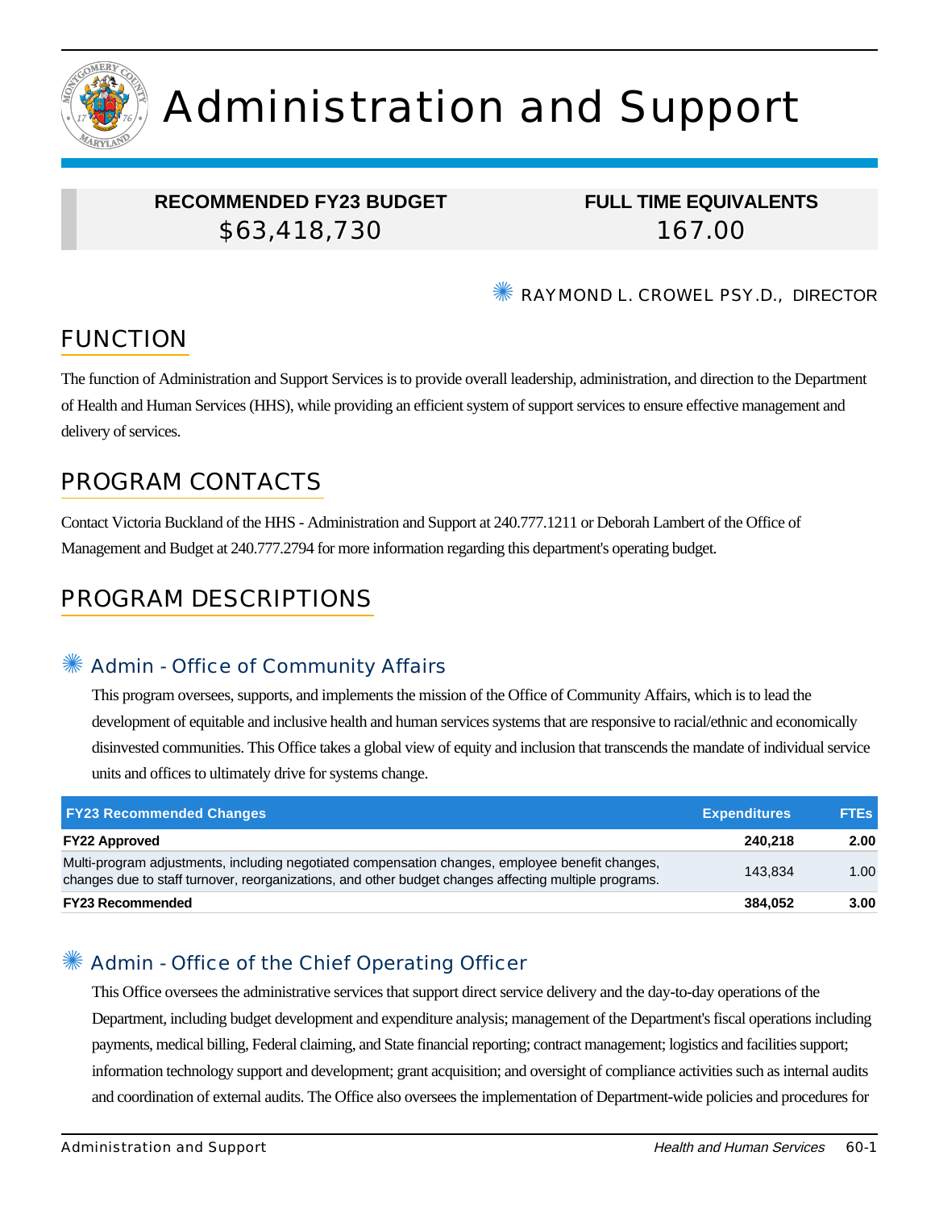# Administration and Support

**RECOMMENDED FY23 BUDGET**
$63,418,730

**FULL TIME EQUIVALENTS**
167.00

RAYMOND L. CROWEL PSY.D., DIRECTOR

## FUNCTION

The function of Administration and Support Services is to provide overall leadership, administration, and direction to the Department of Health and Human Services (HHS), while providing an efficient system of support services to ensure effective management and delivery of services.

## PROGRAM CONTACTS

Contact Victoria Buckland of the HHS - Administration and Support at 240.777.1211 or Deborah Lambert of the Office of Management and Budget at 240.777.2794 for more information regarding this department's operating budget.

## PROGRAM DESCRIPTIONS

### Admin - Office of Community Affairs

This program oversees, supports, and implements the mission of the Office of Community Affairs, which is to lead the development of equitable and inclusive health and human services systems that are responsive to racial/ethnic and economically disinvested communities. This Office takes a global view of equity and inclusion that transcends the mandate of individual service units and offices to ultimately drive for systems change.

| FY23 Recommended Changes | Expenditures | FTEs |
|---|---|---|
| **FY22 Approved** | **240,218** | **2.00** |
| Multi-program adjustments, including negotiated compensation changes, employee benefit changes, changes due to staff turnover, reorganizations, and other budget changes affecting multiple programs. | 143,834 | 1.00 |
| **FY23 Recommended** | **384,052** | **3.00** |

### Admin - Office of the Chief Operating Officer

This Office oversees the administrative services that support direct service delivery and the day-to-day operations of the Department, including budget development and expenditure analysis; management of the Department's fiscal operations including payments, medical billing, Federal claiming, and State financial reporting; contract management; logistics and facilities support; information technology support and development; grant acquisition; and oversight of compliance activities such as internal audits and coordination of external audits. The Office also oversees the implementation of Department-wide policies and procedures for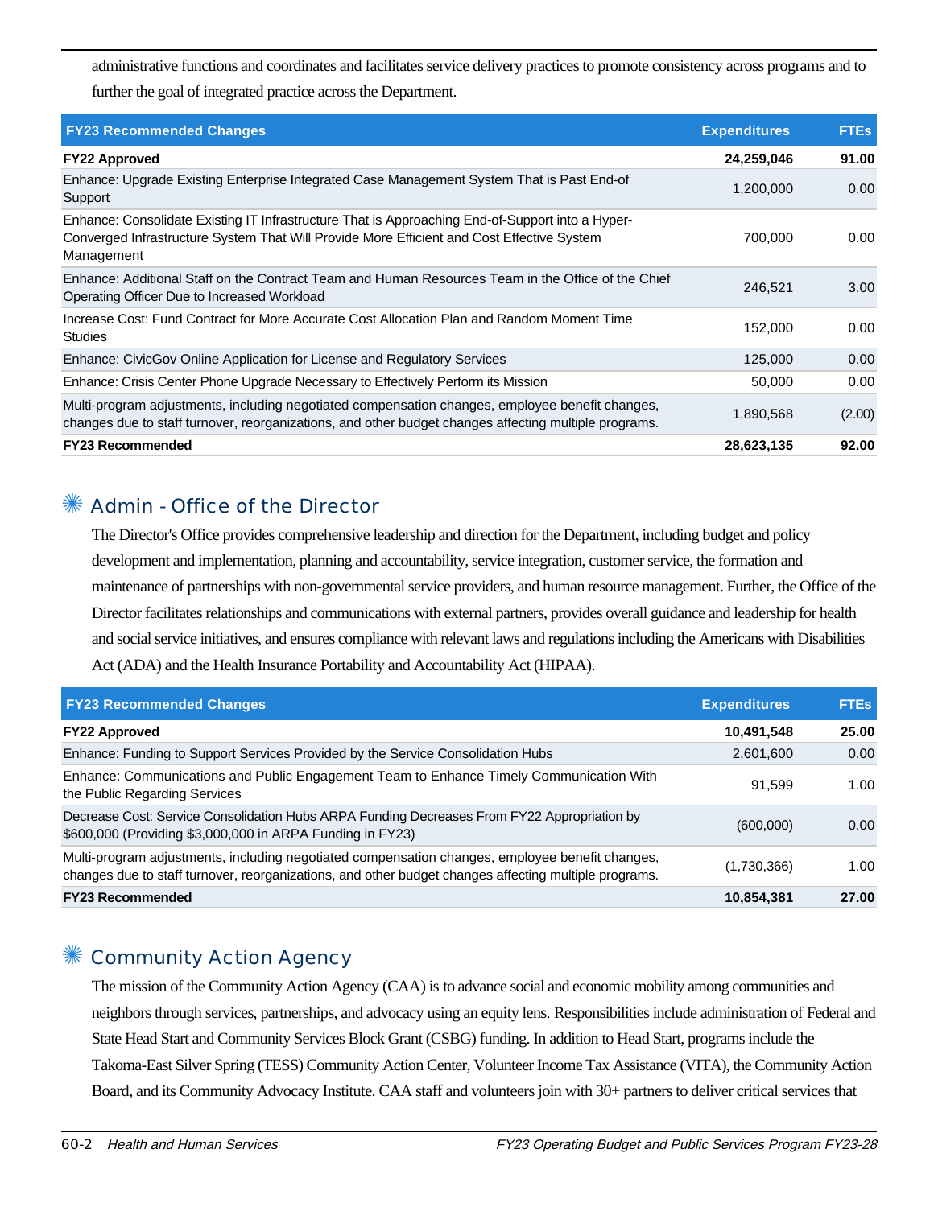administrative functions and coordinates and facilitates service delivery practices to promote consistency across programs and to further the goal of integrated practice across the Department.

| FY23 Recommended Changes | Expenditures | FTEs |
|---|---|---|
| **FY22 Approved** | **24,259,046** | **91.00** |
| Enhance: Upgrade Existing Enterprise Integrated Case Management System That is Past End-of Support | 1,200,000 | 0.00 |
| Enhance: Consolidate Existing IT Infrastructure That is Approaching End-of-Support into a Hyper-Converged Infrastructure System That Will Provide More Efficient and Cost Effective System Management | 700,000 | 0.00 |
| Enhance: Additional Staff on the Contract Team and Human Resources Team in the Office of the Chief Operating Officer Due to Increased Workload | 246,521 | 3.00 |
| Increase Cost: Fund Contract for More Accurate Cost Allocation Plan and Random Moment Time Studies | 152,000 | 0.00 |
| Enhance: CivicGov Online Application for License and Regulatory Services | 125,000 | 0.00 |
| Enhance: Crisis Center Phone Upgrade Necessary to Effectively Perform its Mission | 50,000 | 0.00 |
| Multi-program adjustments, including negotiated compensation changes, employee benefit changes, changes due to staff turnover, reorganizations, and other budget changes affecting multiple programs. | 1,890,568 | (2.00) |
| **FY23 Recommended** | **28,623,135** | **92.00** |

## Admin - Office of the Director

The Director's Office provides comprehensive leadership and direction for the Department, including budget and policy development and implementation, planning and accountability, service integration, customer service, the formation and maintenance of partnerships with non-governmental service providers, and human resource management. Further, the Office of the Director facilitates relationships and communications with external partners, provides overall guidance and leadership for health and social service initiatives, and ensures compliance with relevant laws and regulations including the Americans with Disabilities Act (ADA) and the Health Insurance Portability and Accountability Act (HIPAA).

| FY23 Recommended Changes | Expenditures | FTEs |
|---|---|---|
| **FY22 Approved** | **10,491,548** | **25.00** |
| Enhance: Funding to Support Services Provided by the Service Consolidation Hubs | 2,601,600 | 0.00 |
| Enhance: Communications and Public Engagement Team to Enhance Timely Communication With the Public Regarding Services | 91,599 | 1.00 |
| Decrease Cost: Service Consolidation Hubs ARPA Funding Decreases From FY22 Appropriation by $600,000 (Providing $3,000,000 in ARPA Funding in FY23) | (600,000) | 0.00 |
| Multi-program adjustments, including negotiated compensation changes, employee benefit changes, changes due to staff turnover, reorganizations, and other budget changes affecting multiple programs. | (1,730,366) | 1.00 |
| **FY23 Recommended** | **10,854,381** | **27.00** |

## Community Action Agency

The mission of the Community Action Agency (CAA) is to advance social and economic mobility among communities and neighbors through services, partnerships, and advocacy using an equity lens. Responsibilities include administration of Federal and State Head Start and Community Services Block Grant (CSBG) funding. In addition to Head Start, programs include the Takoma-East Silver Spring (TESS) Community Action Center, Volunteer Income Tax Assistance (VITA), the Community Action Board, and its Community Advocacy Institute. CAA staff and volunteers join with 30+ partners to deliver critical services that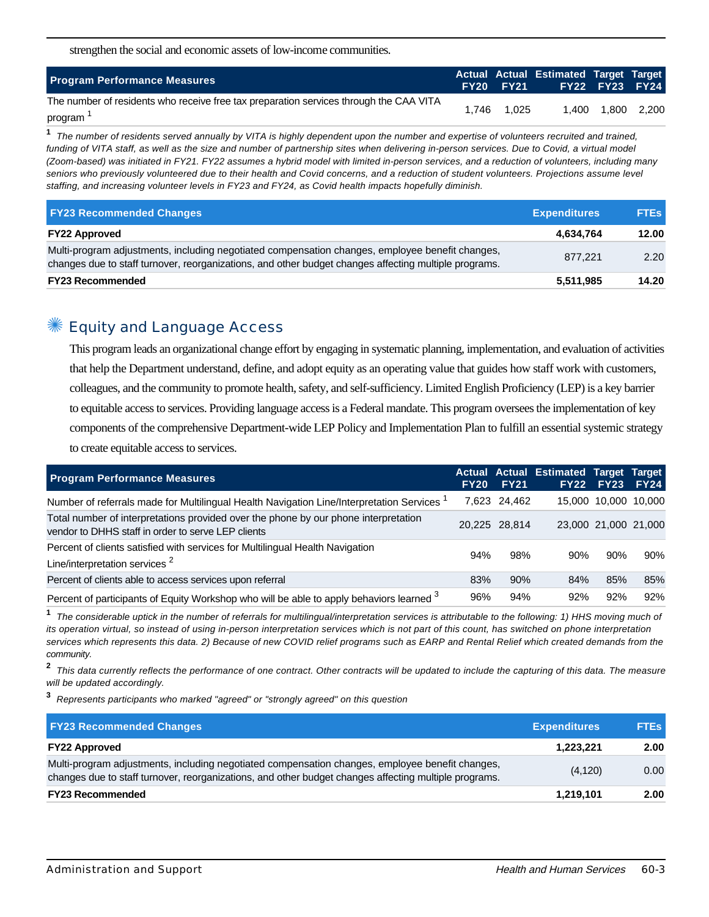strengthen the social and economic assets of low-income communities.

| Program Performance Measures | Actual FY20 | Actual FY21 | Estimated FY22 | Target FY23 | Target FY24 |
|---|---|---|---|---|---|
| The number of residents who receive free tax preparation services through the CAA VITA program [1] | 1,746 | 1,025 | 1,400 | 1,800 | 2,200 |

[1] *The number of residents served annually by VITA is highly dependent upon the number and expertise of volunteers recruited and trained, funding of VITA staff, as well as the size and number of partnership sites when delivering in-person services. Due to Covid, a virtual model (Zoom-based) was initiated in FY21. FY22 assumes a hybrid model with limited in-person services, and a reduction of volunteers, including many seniors who previously volunteered due to their health and Covid concerns, and a reduction of student volunteers. Projections assume level staffing, and increasing volunteer levels in FY23 and FY24, as Covid health impacts hopefully diminish.*

| FY23 Recommended Changes | Expenditures | FTEs |
|---|---|---|
| **FY22 Approved** | **4,634,764** | **12.00** |
| Multi-program adjustments, including negotiated compensation changes, employee benefit changes, changes due to staff turnover, reorganizations, and other budget changes affecting multiple programs. | 877,221 | 2.20 |
| **FY23 Recommended** | **5,511,985** | **14.20** |

## Equity and Language Access

This program leads an organizational change effort by engaging in systematic planning, implementation, and evaluation of activities that help the Department understand, define, and adopt equity as an operating value that guides how staff work with customers, colleagues, and the community to promote health, safety, and self-sufficiency. Limited English Proficiency (LEP) is a key barrier to equitable access to services. Providing language access is a Federal mandate. This program oversees the implementation of key components of the comprehensive Department-wide LEP Policy and Implementation Plan to fulfill an essential systemic strategy to create equitable access to services.

| Program Performance Measures | Actual FY20 | Actual FY21 | Estimated FY22 | Target FY23 | Target FY24 |
|---|---|---|---|---|---|
| Number of referrals made for Multilingual Health Navigation Line/Interpretation Services [1] | 7,623 | 24,462 | 15,000 | 10,000 | 10,000 |
| Total number of interpretations provided over the phone by our phone interpretation vendor to DHHS staff in order to serve LEP clients | 20,225 | 28,814 | 23,000 | 21,000 | 21,000 |
| Percent of clients satisfied with services for Multilingual Health Navigation Line/interpretation services [2] | 94% | 98% | 90% | 90% | 90% |
| Percent of clients able to access services upon referral | 83% | 90% | 84% | 85% | 85% |
| Percent of participants of Equity Workshop who will be able to apply behaviors learned [3] | 96% | 94% | 92% | 92% | 92% |

[1] *The considerable uptick in the number of referrals for multilingual/interpretation services is attributable to the following: 1) HHS moving much of its operation virtual, so instead of using in-person interpretation services which is not part of this count, has switched on phone interpretation services which represents this data. 2) Because of new COVID relief programs such as EARP and Rental Relief which created demands from the community.*

[2] *This data currently reflects the performance of one contract. Other contracts will be updated to include the capturing of this data. The measure will be updated accordingly.*

[3] *Represents participants who marked "agreed" or "strongly agreed" on this question*

| FY23 Recommended Changes | Expenditures | FTEs |
|---|---|---|
| **FY22 Approved** | **1,223,221** | **2.00** |
| Multi-program adjustments, including negotiated compensation changes, employee benefit changes, changes due to staff turnover, reorganizations, and other budget changes affecting multiple programs. | (4,120) | 0.00 |
| **FY23 Recommended** | **1,219,101** | **2.00** |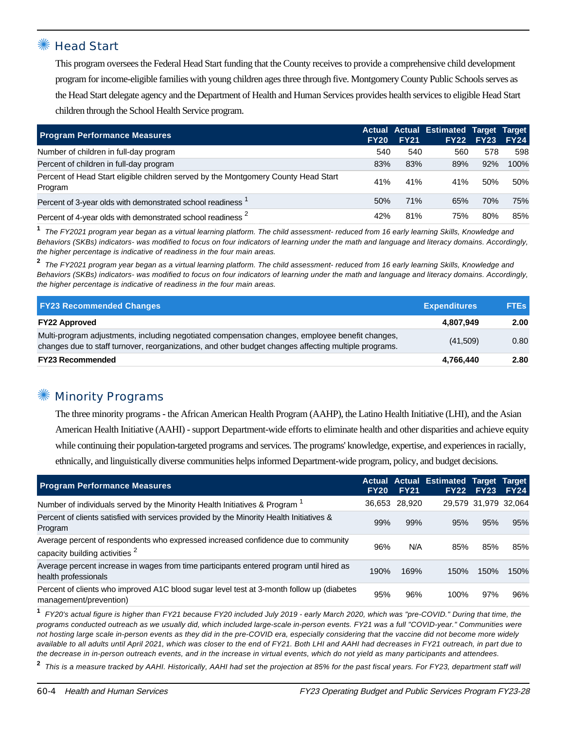## Head Start

This program oversees the Federal Head Start funding that the County receives to provide a comprehensive child development program for income-eligible families with young children ages three through five. Montgomery County Public Schools serves as the Head Start delegate agency and the Department of Health and Human Services provides health services to eligible Head Start children through the School Health Service program.

| Program Performance Measures | Actual FY20 | Actual FY21 | Estimated FY22 | Target FY23 | Target FY24 |
|---|---|---|---|---|---|
| Number of children in full-day program | 540 | 540 | 560 | 578 | 598 |
| Percent of children in full-day program | 83% | 83% | 89% | 92% | 100% |
| Percent of Head Start eligible children served by the Montgomery County Head Start Program | 41% | 41% | 41% | 50% | 50% |
| Percent of 3-year olds with demonstrated school readiness [1] | 50% | 71% | 65% | 70% | 75% |
| Percent of 4-year olds with demonstrated school readiness [2] | 42% | 81% | 75% | 80% | 85% |

[1] *The FY2021 program year began as a virtual learning platform. The child assessment- reduced from 16 early learning Skills, Knowledge and Behaviors (SKBs) indicators- was modified to focus on four indicators of learning under the math and language and literacy domains. Accordingly, the higher percentage is indicative of readiness in the four main areas.*

[2] *The FY2021 program year began as a virtual learning platform. The child assessment- reduced from 16 early learning Skills, Knowledge and Behaviors (SKBs) indicators- was modified to focus on four indicators of learning under the math and language and literacy domains. Accordingly, the higher percentage is indicative of readiness in the four main areas.*

| FY23 Recommended Changes | Expenditures | FTEs |
|---|---|---|
| **FY22 Approved** | **4,807,949** | **2.00** |
| Multi-program adjustments, including negotiated compensation changes, employee benefit changes, changes due to staff turnover, reorganizations, and other budget changes affecting multiple programs. | (41,509) | 0.80 |
| **FY23 Recommended** | **4,766,440** | **2.80** |

## Minority Programs

The three minority programs - the African American Health Program (AAHP), the Latino Health Initiative (LHI), and the Asian American Health Initiative (AAHI) - support Department-wide efforts to eliminate health and other disparities and achieve equity while continuing their population-targeted programs and services. The programs' knowledge, expertise, and experiences in racially, ethnically, and linguistically diverse communities helps informed Department-wide program, policy, and budget decisions.

| Program Performance Measures | Actual FY20 | Actual FY21 | Estimated FY22 | Target FY23 | Target FY24 |
|---|---|---|---|---|---|
| Number of individuals served by the Minority Health Initiatives & Program [1] | 36,653 | 28,920 | 29,579 | 31,979 | 32,064 |
| Percent of clients satisfied with services provided by the Minority Health Initiatives & Program | 99% | 99% | 95% | 95% | 95% |
| Average percent of respondents who expressed increased confidence due to community capacity building activities [2] | 96% | N/A | 85% | 85% | 85% |
| Average percent increase in wages from time participants entered program until hired as health professionals | 190% | 169% | 150% | 150% | 150% |
| Percent of clients who improved A1C blood sugar level test at 3-month follow up (diabetes management/prevention) | 95% | 96% | 100% | 97% | 96% |

[1] *FY20's actual figure is higher than FY21 because FY20 included July 2019 - early March 2020, which was "pre-COVID." During that time, the programs conducted outreach as we usually did, which included large-scale in-person events. FY21 was a full "COVID-year." Communities were not hosting large scale in-person events as they did in the pre-COVID era, especially considering that the vaccine did not become more widely available to all adults until April 2021, which was closer to the end of FY21. Both LHI and AAHI had decreases in FY21 outreach, in part due to the decrease in in-person outreach events, and in the increase in virtual events, which do not yield as many participants and attendees.*

[2] *This is a measure tracked by AAHI. Historically, AAHI had set the projection at 85% for the past fiscal years. For FY23, department staff will*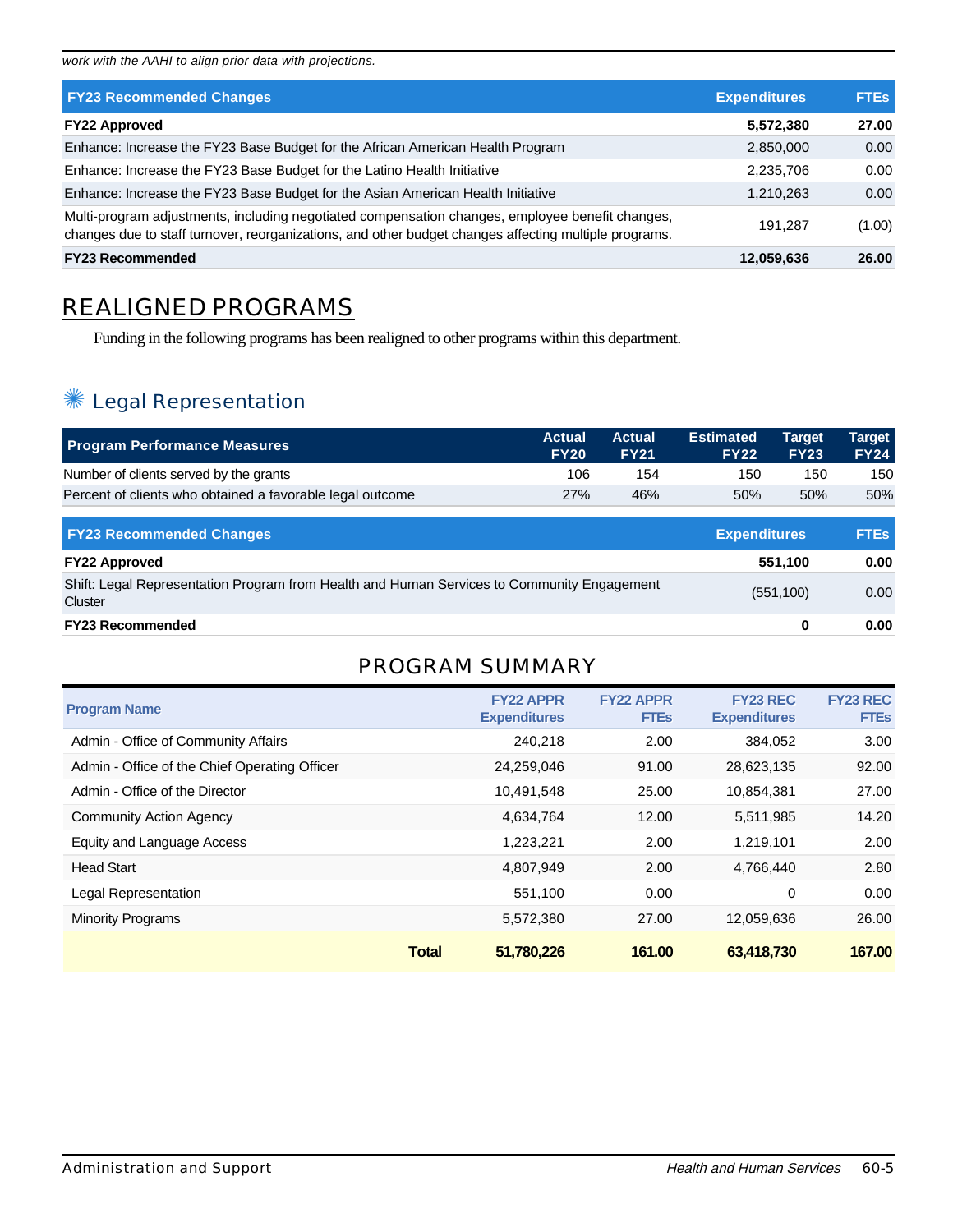*work with the AAHI to align prior data with projections.*

| FY23 Recommended Changes | Expenditures | FTEs |
|---|---|---|
| **FY22 Approved** | **5,572,380** | **27.00** |
| Enhance: Increase the FY23 Base Budget for the African American Health Program | 2,850,000 | 0.00 |
| Enhance: Increase the FY23 Base Budget for the Latino Health Initiative | 2,235,706 | 0.00 |
| Enhance: Increase the FY23 Base Budget for the Asian American Health Initiative | 1,210,263 | 0.00 |
| Multi-program adjustments, including negotiated compensation changes, employee benefit changes, changes due to staff turnover, reorganizations, and other budget changes affecting multiple programs. | 191,287 | (1.00) |
| **FY23 Recommended** | **12,059,636** | **26.00** |

# REALIGNED PROGRAMS

Funding in the following programs has been realigned to other programs within this department.

## Legal Representation

| Program Performance Measures | Actual FY20 | Actual FY21 | Estimated FY22 | Target FY23 | Target FY24 |
|---|---|---|---|---|---|
| Number of clients served by the grants | 106 | 154 | 150 | 150 | 150 |
| Percent of clients who obtained a favorable legal outcome | 27% | 46% | 50% | 50% | 50% |

| FY23 Recommended Changes | Expenditures | FTEs |
|---|---|---|
| **FY22 Approved** | **551,100** | **0.00** |
| Shift: Legal Representation Program from Health and Human Services to Community Engagement Cluster | (551,100) | 0.00 |
| **FY23 Recommended** | **0** | **0.00** |

## PROGRAM SUMMARY

| Program Name | FY22 APPR Expenditures | FY22 APPR FTEs | FY23 REC Expenditures | FY23 REC FTEs |
|---|---|---|---|---|
| Admin - Office of Community Affairs | 240,218 | 2.00 | 384,052 | 3.00 |
| Admin - Office of the Chief Operating Officer | 24,259,046 | 91.00 | 28,623,135 | 92.00 |
| Admin - Office of the Director | 10,491,548 | 25.00 | 10,854,381 | 27.00 |
| Community Action Agency | 4,634,764 | 12.00 | 5,511,985 | 14.20 |
| Equity and Language Access | 1,223,221 | 2.00 | 1,219,101 | 2.00 |
| Head Start | 4,807,949 | 2.00 | 4,766,440 | 2.80 |
| Legal Representation | 551,100 | 0.00 | 0 | 0.00 |
| Minority Programs | 5,572,380 | 27.00 | 12,059,636 | 26.00 |
| **Total** | **51,780,226** | **161.00** | **63,418,730** | **167.00** |